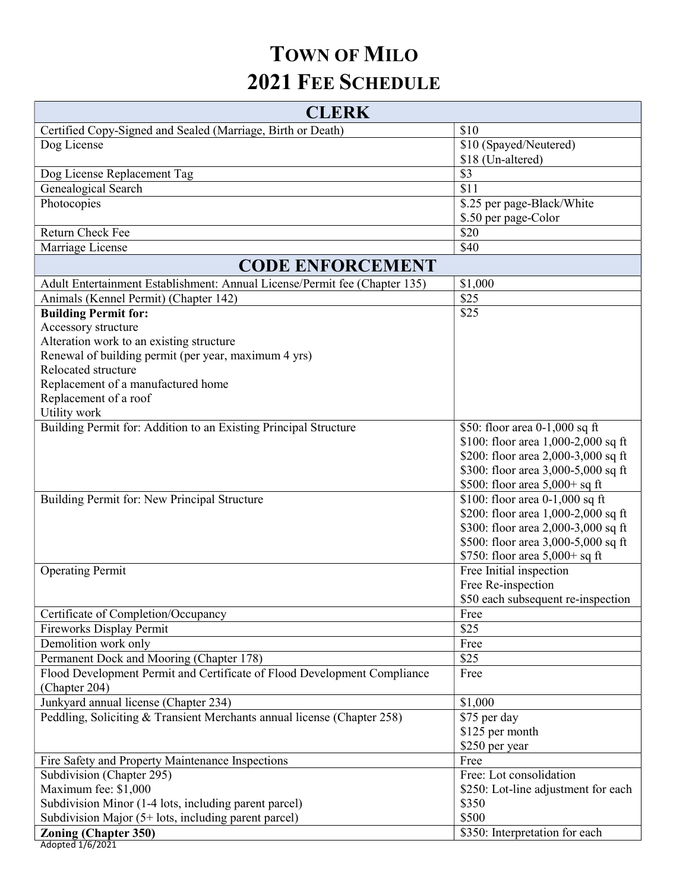# TOWN OF MILO
# 2021 FEE SCHEDULE

| CLERK | |
|---|---|
| Certified Copy-Signed and Sealed (Marriage, Birth or Death) | $10 |
| Dog License | $10 (Spayed/Neutered)<br>$18 (Un-altered) |
| Dog License Replacement Tag | $3 |
| Genealogical Search | $11 |
| Photocopies | $.25 per page-Black/White<br>$.50 per page-Color |
| Return Check Fee | $20 |
| Marriage License | $40 |
| **CODE ENFORCEMENT** | |
| Adult Entertainment Establishment: Annual License/Permit fee (Chapter 135) | $1,000 |
| Animals (Kennel Permit) (Chapter 142) | $25 |
| **Building Permit for:**<br>Accessory structure<br>Alteration work to an existing structure<br>Renewal of building permit (per year, maximum 4 yrs)<br>Relocated structure<br>Replacement of a manufactured home<br>Replacement of a roof<br>Utility work | $25 |
| Building Permit for: Addition to an Existing Principal Structure | $50: floor area 0-1,000 sq ft<br>$100: floor area 1,000-2,000 sq ft<br>$200: floor area 2,000-3,000 sq ft<br>$300: floor area 3,000-5,000 sq ft<br>$500: floor area 5,000+ sq ft |
| Building Permit for: New Principal Structure | $100: floor area 0-1,000 sq ft<br>$200: floor area 1,000-2,000 sq ft<br>$300: floor area 2,000-3,000 sq ft<br>$500: floor area 3,000-5,000 sq ft<br>$750: floor area 5,000+ sq ft |
| Operating Permit | Free Initial inspection<br>Free Re-inspection<br>$50 each subsequent re-inspection |
| Certificate of Completion/Occupancy | Free |
| Fireworks Display Permit | $25 |
| Demolition work only | Free |
| Permanent Dock and Mooring (Chapter 178) | $25 |
| Flood Development Permit and Certificate of Flood Development Compliance (Chapter 204) | Free |
| Junkyard annual license (Chapter 234) | $1,000 |
| Peddling, Soliciting & Transient Merchants annual license (Chapter 258) | $75 per day<br>$125 per month<br>$250 per year |
| Fire Safety and Property Maintenance Inspections | Free |
| Subdivision (Chapter 295)<br>Maximum fee: $1,000<br>Subdivision Minor (1-4 lots, including parent parcel)<br>Subdivision Major (5+ lots, including parent parcel) | Free: Lot consolidation<br>$250: Lot-line adjustment for each<br>$350<br>$500 |
| **Zoning (Chapter 350)** | $350: Interpretation for each |

Adopted 1/6/2021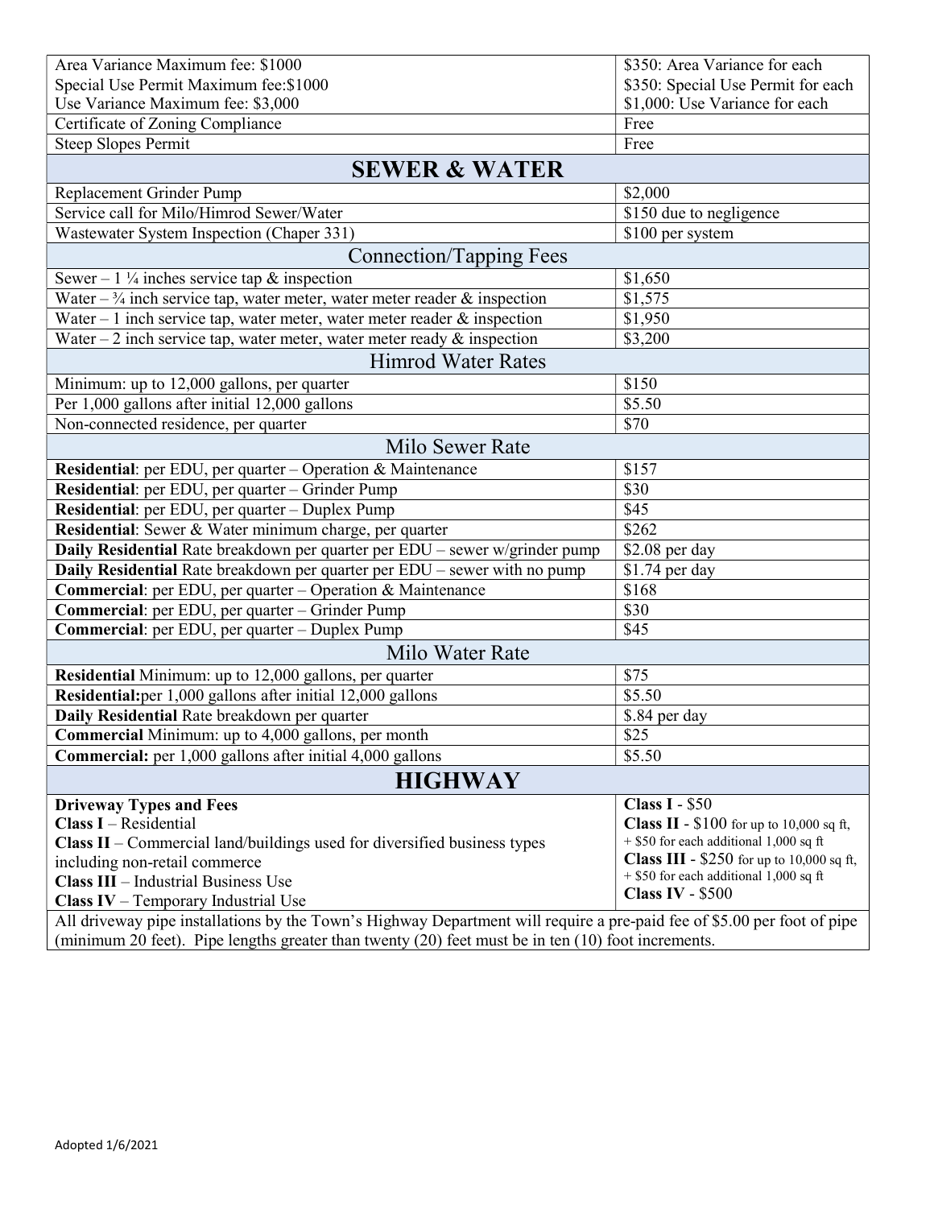| | |
|---|---|
| Area Variance Maximum fee: $1000<br>Special Use Permit Maximum fee:$1000<br>Use Variance Maximum fee: $3,000 | $350: Area Variance for each<br>$350: Special Use Permit for each<br>$1,000: Use Variance for each |
| Certificate of Zoning Compliance | Free |
| Steep Slopes Permit | Free |
| **SEWER & WATER** | |
| Replacement Grinder Pump | $2,000 |
| Service call for Milo/Himrod Sewer/Water | $150 due to negligence |
| Wastewater System Inspection (Chaper 331) | $100 per system |
| Connection/Tapping Fees | |
| Sewer – 1 ¼ inches service tap & inspection | $1,650 |
| Water – ¾ inch service tap, water meter, water meter reader & inspection | $1,575 |
| Water – 1 inch service tap, water meter, water meter reader & inspection | $1,950 |
| Water – 2 inch service tap, water meter, water meter ready & inspection | $3,200 |
| Himrod Water Rates | |
| Minimum: up to 12,000 gallons, per quarter | $150 |
| Per 1,000 gallons after initial 12,000 gallons | $5.50 |
| Non-connected residence, per quarter | $70 |
| Milo Sewer Rate | |
| **Residential**: per EDU, per quarter – Operation & Maintenance | $157 |
| **Residential**: per EDU, per quarter – Grinder Pump | $30 |
| **Residential**: per EDU, per quarter – Duplex Pump | $45 |
| **Residential**: Sewer & Water minimum charge, per quarter | $262 |
| **Daily Residential** Rate breakdown per quarter per EDU – sewer w/grinder pump | $2.08 per day |
| **Daily Residential** Rate breakdown per quarter per EDU – sewer with no pump | $1.74 per day |
| **Commercial**: per EDU, per quarter – Operation & Maintenance | $168 |
| **Commercial**: per EDU, per quarter – Grinder Pump | $30 |
| **Commercial**: per EDU, per quarter – Duplex Pump | $45 |
| Milo Water Rate | |
| **Residential** Minimum: up to 12,000 gallons, per quarter | $75 |
| **Residential:**per 1,000 gallons after initial 12,000 gallons | $5.50 |
| **Daily Residential** Rate breakdown per quarter | $.84 per day |
| **Commercial** Minimum: up to 4,000 gallons, per month | $25 |
| **Commercial:** per 1,000 gallons after initial 4,000 gallons | $5.50 |
| **HIGHWAY** | |
| **Driveway Types and Fees**<br>**Class I** – Residential<br>**Class II** – Commercial land/buildings used for diversified business types including non-retail commerce<br>**Class III** – Industrial Business Use<br>**Class IV** – Temporary Industrial Use | **Class I** - $50<br>**Class II** - $100 for up to 10,000 sq ft, + $50 for each additional 1,000 sq ft<br>**Class III** - $250 for up to 10,000 sq ft, + $50 for each additional 1,000 sq ft<br>**Class IV** - $500 |
| All driveway pipe installations by the Town's Highway Department will require a pre-paid fee of $5.00 per foot of pipe (minimum 20 feet). Pipe lengths greater than twenty (20) feet must be in ten (10) foot increments. | |

Adopted 1/6/2021